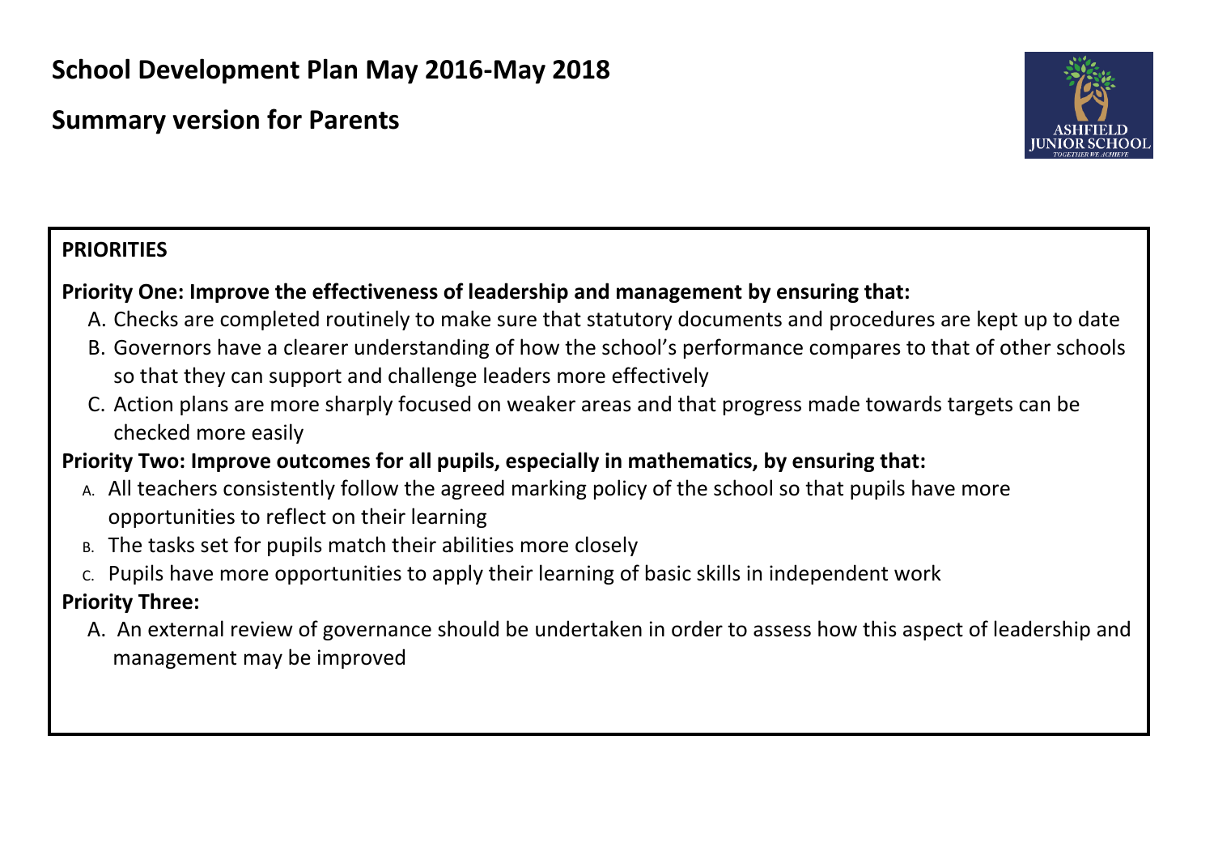# School Development Plan May 2016-May 2018

## Summary version for Parents

**PRIORITIES**

**Priority One: Improve the effectiveness of leadership and management by ensuring that:**

A. Checks are completed routinely to make sure that statutory documents and procedures are kept up to date
B. Governors have a clearer understanding of how the school's performance compares to that of other schools so that they can support and challenge leaders more effectively
C. Action plans are more sharply focused on weaker areas and that progress made towards targets can be checked more easily

**Priority Two: Improve outcomes for all pupils, especially in mathematics, by ensuring that:**

A. All teachers consistently follow the agreed marking policy of the school so that pupils have more opportunities to reflect on their learning
B. The tasks set for pupils match their abilities more closely
C. Pupils have more opportunities to apply their learning of basic skills in independent work

**Priority Three:**

A. An external review of governance should be undertaken in order to assess how this aspect of leadership and management may be improved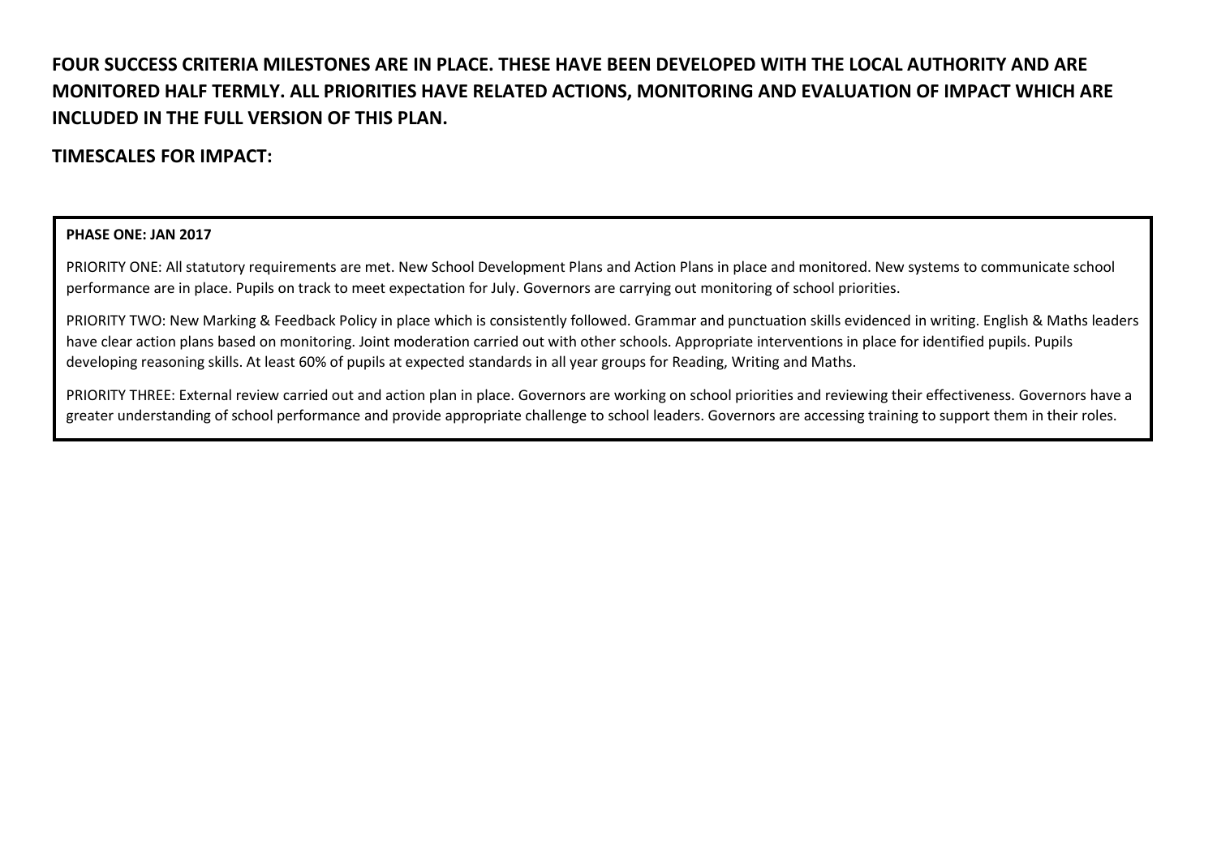**FOUR SUCCESS CRITERIA MILESTONES ARE IN PLACE. THESE HAVE BEEN DEVELOPED WITH THE LOCAL AUTHORITY AND ARE MONITORED HALF TERMLY. ALL PRIORITIES HAVE RELATED ACTIONS, MONITORING AND EVALUATION OF IMPACT WHICH ARE INCLUDED IN THE FULL VERSION OF THIS PLAN.**

**TIMESCALES FOR IMPACT:**

**PHASE ONE: JAN 2017**

PRIORITY ONE: All statutory requirements are met. New School Development Plans and Action Plans in place and monitored. New systems to communicate school performance are in place. Pupils on track to meet expectation for July. Governors are carrying out monitoring of school priorities.

PRIORITY TWO: New Marking & Feedback Policy in place which is consistently followed. Grammar and punctuation skills evidenced in writing. English & Maths leaders have clear action plans based on monitoring. Joint moderation carried out with other schools. Appropriate interventions in place for identified pupils. Pupils developing reasoning skills. At least 60% of pupils at expected standards in all year groups for Reading, Writing and Maths.

PRIORITY THREE: External review carried out and action plan in place. Governors are working on school priorities and reviewing their effectiveness. Governors have a greater understanding of school performance and provide appropriate challenge to school leaders. Governors are accessing training to support them in their roles.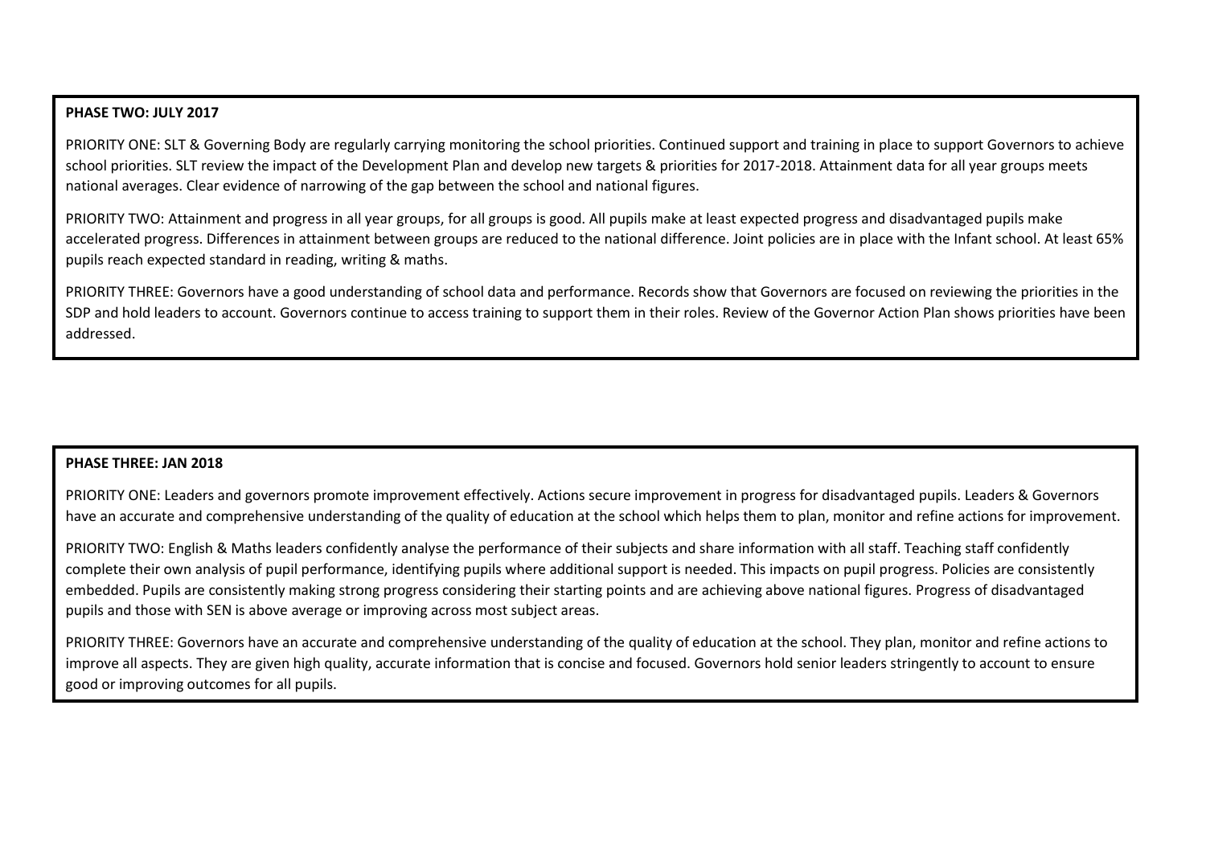**PHASE TWO: JULY 2017**

PRIORITY ONE: SLT & Governing Body are regularly carrying monitoring the school priorities. Continued support and training in place to support Governors to achieve school priorities. SLT review the impact of the Development Plan and develop new targets & priorities for 2017-2018. Attainment data for all year groups meets national averages. Clear evidence of narrowing of the gap between the school and national figures.

PRIORITY TWO: Attainment and progress in all year groups, for all groups is good. All pupils make at least expected progress and disadvantaged pupils make accelerated progress. Differences in attainment between groups are reduced to the national difference. Joint policies are in place with the Infant school. At least 65% pupils reach expected standard in reading, writing & maths.

PRIORITY THREE: Governors have a good understanding of school data and performance. Records show that Governors are focused on reviewing the priorities in the SDP and hold leaders to account. Governors continue to access training to support them in their roles. Review of the Governor Action Plan shows priorities have been addressed.

**PHASE THREE: JAN 2018**

PRIORITY ONE: Leaders and governors promote improvement effectively. Actions secure improvement in progress for disadvantaged pupils. Leaders & Governors have an accurate and comprehensive understanding of the quality of education at the school which helps them to plan, monitor and refine actions for improvement.

PRIORITY TWO: English & Maths leaders confidently analyse the performance of their subjects and share information with all staff. Teaching staff confidently complete their own analysis of pupil performance, identifying pupils where additional support is needed. This impacts on pupil progress. Policies are consistently embedded. Pupils are consistently making strong progress considering their starting points and are achieving above national figures. Progress of disadvantaged pupils and those with SEN is above average or improving across most subject areas.

PRIORITY THREE: Governors have an accurate and comprehensive understanding of the quality of education at the school. They plan, monitor and refine actions to improve all aspects. They are given high quality, accurate information that is concise and focused. Governors hold senior leaders stringently to account to ensure good or improving outcomes for all pupils.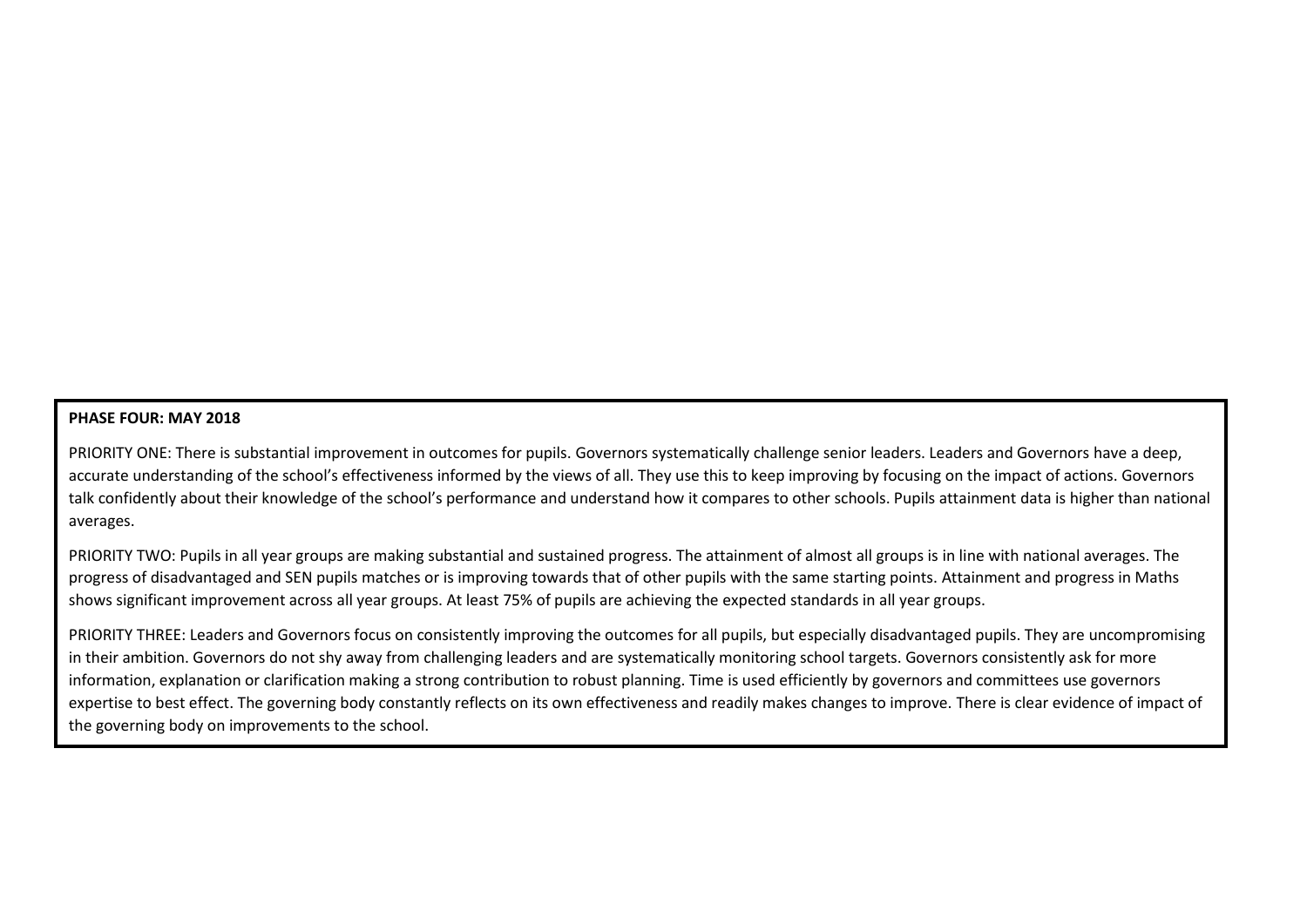**PHASE FOUR: MAY 2018**

PRIORITY ONE: There is substantial improvement in outcomes for pupils. Governors systematically challenge senior leaders. Leaders and Governors have a deep, accurate understanding of the school's effectiveness informed by the views of all. They use this to keep improving by focusing on the impact of actions. Governors talk confidently about their knowledge of the school's performance and understand how it compares to other schools. Pupils attainment data is higher than national averages.

PRIORITY TWO: Pupils in all year groups are making substantial and sustained progress. The attainment of almost all groups is in line with national averages. The progress of disadvantaged and SEN pupils matches or is improving towards that of other pupils with the same starting points. Attainment and progress in Maths shows significant improvement across all year groups. At least 75% of pupils are achieving the expected standards in all year groups.

PRIORITY THREE: Leaders and Governors focus on consistently improving the outcomes for all pupils, but especially disadvantaged pupils. They are uncompromising in their ambition. Governors do not shy away from challenging leaders and are systematically monitoring school targets. Governors consistently ask for more information, explanation or clarification making a strong contribution to robust planning. Time is used efficiently by governors and committees use governors expertise to best effect. The governing body constantly reflects on its own effectiveness and readily makes changes to improve. There is clear evidence of impact of the governing body on improvements to the school.